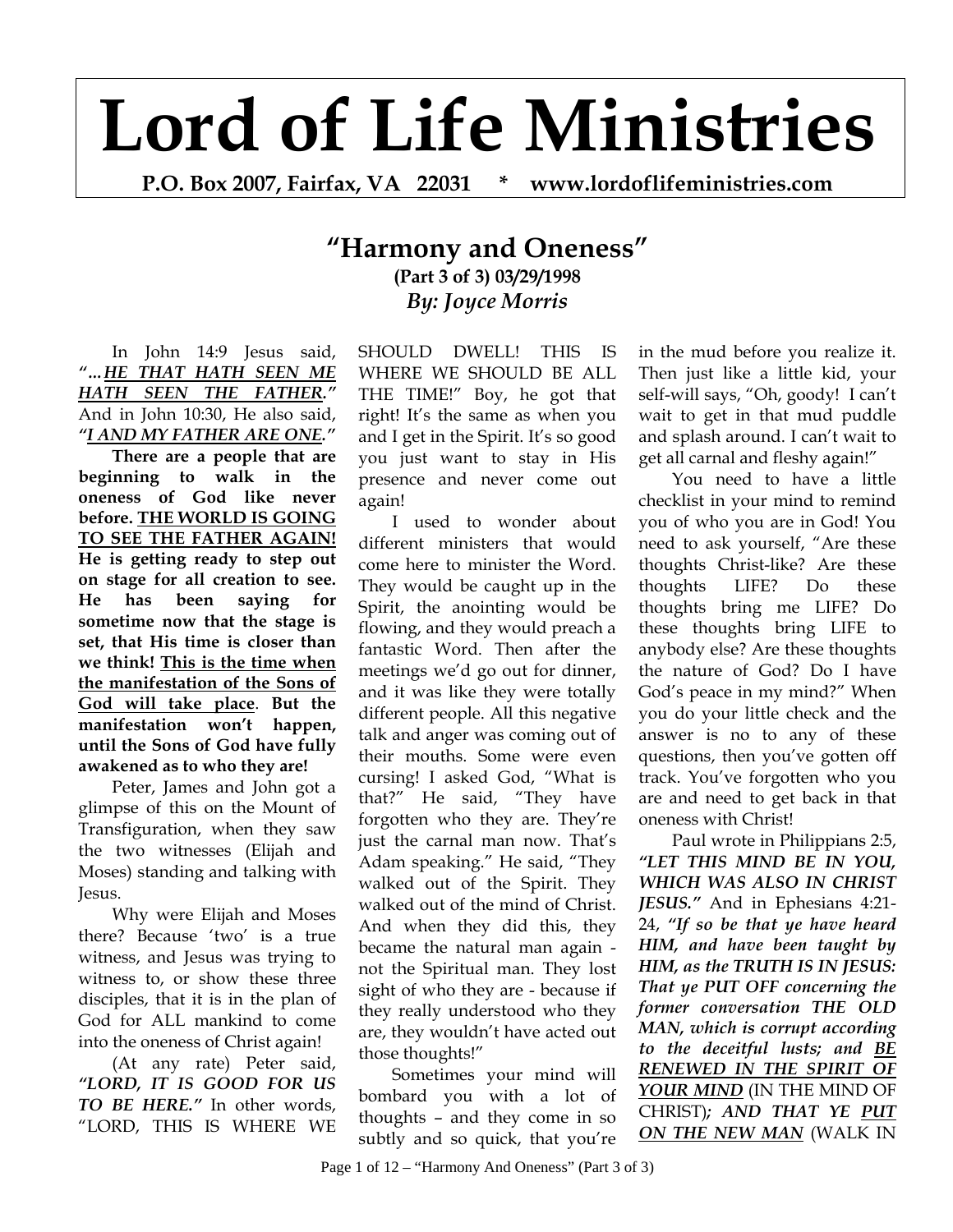# Lord of Life Ministries

**P.O. Box 2007, Fairfax, VA 22031 * www.lordoflifeministries.com**

## "Harmony and Oneness"

**(Part 3 of 3) 03/29/1998**

***By: Joyce Morris***

In John 14:9 Jesus said, ***"...HE THAT HATH SEEN ME HATH SEEN THE FATHER."*** And in John 10:30, He also said, ***"I AND MY FATHER ARE ONE."***

**There are a people that are beginning to walk in the oneness of God like never before. THE WORLD IS GOING TO SEE THE FATHER AGAIN! He is getting ready to step out on stage for all creation to see. He has been saying for sometime now that the stage is set, that His time is closer than we think! This is the time when the manifestation of the Sons of God will take place. But the manifestation won't happen, until the Sons of God have fully awakened as to who they are!**

Peter, James and John got a glimpse of this on the Mount of Transfiguration, when they saw the two witnesses (Elijah and Moses) standing and talking with Jesus.

Why were Elijah and Moses there? Because 'two' is a true witness, and Jesus was trying to witness to, or show these three disciples, that it is in the plan of God for ALL mankind to come into the oneness of Christ again!

(At any rate) Peter said, ***"LORD, IT IS GOOD FOR US TO BE HERE."*** In other words, "LORD, THIS IS WHERE WE SHOULD DWELL! THIS IS WHERE WE SHOULD BE ALL THE TIME!" Boy, he got that right! It's the same as when you and I get in the Spirit. It's so good you just want to stay in His presence and never come out again!

I used to wonder about different ministers that would come here to minister the Word. They would be caught up in the Spirit, the anointing would be flowing, and they would preach a fantastic Word. Then after the meetings we'd go out for dinner, and it was like they were totally different people. All this negative talk and anger was coming out of their mouths. Some were even cursing! I asked God, "What is that?" He said, "They have forgotten who they are. They're just the carnal man now. That's Adam speaking." He said, "They walked out of the Spirit. They walked out of the mind of Christ. And when they did this, they became the natural man again - not the Spiritual man. They lost sight of who they are - because if they really understood who they are, they wouldn't have acted out those thoughts!"

Sometimes your mind will bombard you with a lot of thoughts – and they come in so subtly and so quick, that you're in the mud before you realize it. Then just like a little kid, your self-will says, "Oh, goody! I can't wait to get in that mud puddle and splash around. I can't wait to get all carnal and fleshy again!"

You need to have a little checklist in your mind to remind you of who you are in God! You need to ask yourself, "Are these thoughts Christ-like? Are these thoughts LIFE? Do these thoughts bring me LIFE? Do these thoughts bring LIFE to anybody else? Are these thoughts the nature of God? Do I have God's peace in my mind?" When you do your little check and the answer is no to any of these questions, then you've gotten off track. You've forgotten who you are and need to get back in that oneness with Christ!

Paul wrote in Philippians 2:5, ***"LET THIS MIND BE IN YOU, WHICH WAS ALSO IN CHRIST JESUS."*** And in Ephesians 4:21-24, ***"If so be that ye have heard HIM, and have been taught by HIM, as the TRUTH IS IN JESUS: That ye PUT OFF concerning the former conversation THE OLD MAN, which is corrupt according to the deceitful lusts; and BE RENEWED IN THE SPIRIT OF YOUR MIND*** (IN THE MIND OF CHRIST)***; AND THAT YE PUT ON THE NEW MAN*** (WALK IN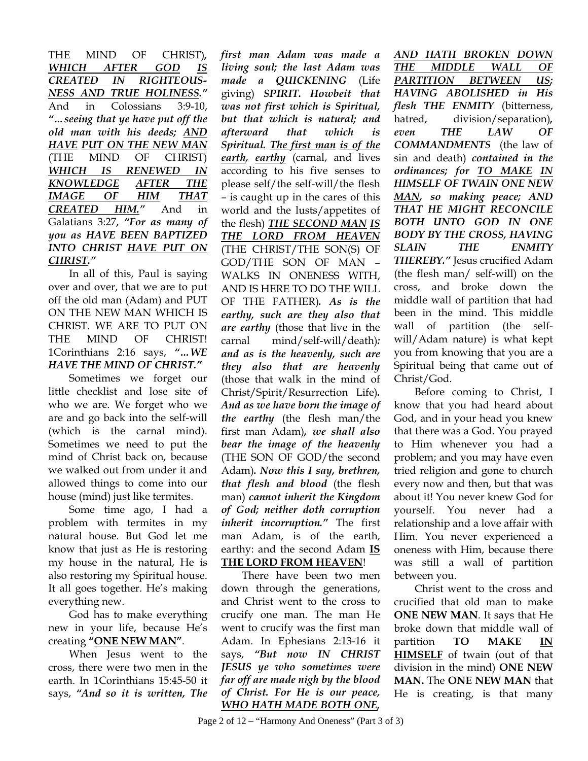THE MIND OF CHRIST), ***WHICH AFTER GOD IS CREATED IN RIGHTEOUSNESS AND TRUE HOLINESS."*** And in Colossians 3:9-10, ***"…seeing that ye have put off the old man with his deeds; AND HAVE PUT ON THE NEW MAN*** (THE MIND OF CHRIST) ***WHICH IS RENEWED IN KNOWLEDGE AFTER THE IMAGE OF HIM THAT CREATED HIM."*** And in Galatians 3:27, ***"For as many of you as HAVE BEEN BAPTIZED INTO CHRIST HAVE PUT ON CHRIST."***

In all of this, Paul is saying over and over, that we are to put off the old man (Adam) and PUT ON THE NEW MAN WHICH IS CHRIST. WE ARE TO PUT ON THE MIND OF CHRIST! 1Corinthians 2:16 says, ***"…WE HAVE THE MIND OF CHRIST."***

Sometimes we forget our little checklist and lose site of who we are. We forget who we are and go back into the self-will (which is the carnal mind). Sometimes we need to put the mind of Christ back on, because we walked out from under it and allowed things to come into our house (mind) just like termites.

Some time ago, I had a problem with termites in my natural house. But God let me know that just as He is restoring my house in the natural, He is also restoring my Spiritual house. It all goes together. He's making everything new.

God has to make everything new in your life, because He's creating **"ONE NEW MAN"**.

When Jesus went to the cross, there were two men in the earth. In 1Corinthians 15:45-50 it says, ***"And so it is written, The first man Adam was made a living soul; the last Adam was made a QUICKENING*** (Life giving) ***SPIRIT. Howbeit that was not first which is Spiritual, but that which is natural; and afterward that which is Spiritual. The first man is of the earth, earthy*** (carnal, and lives according to his five senses to please self/the self-will/the flesh – is caught up in the cares of this world and the lusts/appetites of the flesh) ***THE SECOND MAN IS THE LORD FROM HEAVEN*** (THE CHRIST/THE SON(S) OF GOD/THE SON OF MAN – WALKS IN ONENESS WITH, AND IS HERE TO DO THE WILL OF THE FATHER). ***As is the earthy, such are they also that are earthy*** (those that live in the carnal mind/self-will/death)***: and as is the heavenly, such are they also that are heavenly*** (those that walk in the mind of Christ/Spirit/Resurrection Life)***. And as we have born the image of the earthy*** (the flesh man/the first man Adam)***, we shall also bear the image of the heavenly*** (THE SON OF GOD/the second Adam)***. Now this I say, brethren, that flesh and blood*** (the flesh man) ***cannot inherit the Kingdom of God; neither doth corruption inherit incorruption."*** The first man Adam, is of the earth, earthy: and the second Adam **IS THE LORD FROM HEAVEN**!

There have been two men down through the generations, and Christ went to the cross to crucify one man. The man He went to crucify was the first man Adam. In Ephesians 2:13-16 it says, ***"But now IN CHRIST JESUS ye who sometimes were far off are made nigh by the blood of Christ. For He is our peace, WHO HATH MADE BOTH ONE, AND HATH BROKEN DOWN THE MIDDLE WALL OF PARTITION BETWEEN US; HAVING ABOLISHED in His flesh THE ENMITY*** (bitterness, hatred, division/separation)***, even THE LAW OF COMMANDMENTS*** (the law of sin and death) ***contained in the ordinances; for TO MAKE IN HIMSELF OF TWAIN ONE NEW MAN, so making peace; AND THAT HE MIGHT RECONCILE BOTH UNTO GOD IN ONE BODY BY THE CROSS, HAVING SLAIN THE ENMITY THEREBY."*** Jesus crucified Adam (the flesh man/ self-will) on the cross, and broke down the middle wall of partition that had been in the mind. This middle wall of partition (the self-will/Adam nature) is what kept you from knowing that you are a Spiritual being that came out of Christ/God.

Before coming to Christ, I know that you had heard about God, and in your head you knew that there was a God. You prayed to Him whenever you had a problem; and you may have even tried religion and gone to church every now and then, but that was about it! You never knew God for yourself. You never had a relationship and a love affair with Him. You never experienced a oneness with Him, because there was still a wall of partition between you.

Christ went to the cross and crucified that old man to make **ONE NEW MAN**. It says that He broke down that middle wall of partition **TO MAKE IN HIMSELF** of twain (out of that division in the mind) **ONE NEW MAN.** The **ONE NEW MAN** that He is creating, is that many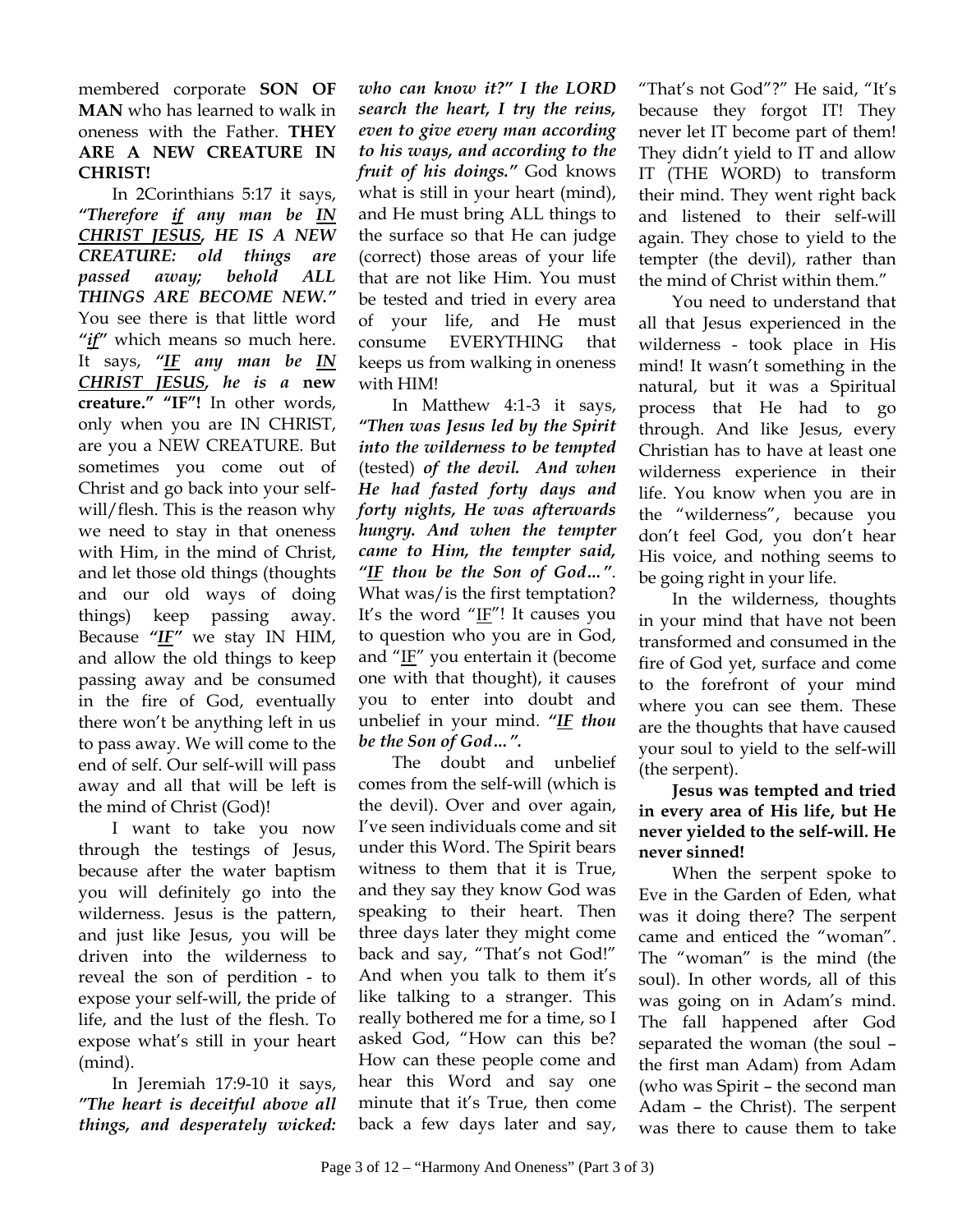membered corporate **SON OF MAN** who has learned to walk in oneness with the Father. **THEY ARE A NEW CREATURE IN CHRIST!**

In 2Corinthians 5:17 it says, ***"Therefore <u>if</u> any man be <u>IN CHRIST JESUS</u>, HE IS A NEW CREATURE: old things are passed away; behold ALL THINGS ARE BECOME NEW."*** You see there is that little word ***"<u>if</u>"*** which means so much here. It says, ***"<u>IF</u> any man be <u>IN CHRIST JESUS</u>, he is a*** **new creature." "IF"!** In other words, only when you are IN CHRIST, are you a NEW CREATURE. But sometimes you come out of Christ and go back into your self-will/flesh. This is the reason why we need to stay in that oneness with Him, in the mind of Christ, and let those old things (thoughts and our old ways of doing things) keep passing away. Because ***"<u>IF</u>"*** we stay IN HIM, and allow the old things to keep passing away and be consumed in the fire of God, eventually there won't be anything left in us to pass away. We will come to the end of self. Our self-will will pass away and all that will be left is the mind of Christ (God)!

I want to take you now through the testings of Jesus, because after the water baptism you will definitely go into the wilderness. Jesus is the pattern, and just like Jesus, you will be driven into the wilderness to reveal the son of perdition - to expose your self-will, the pride of life, and the lust of the flesh. To expose what's still in your heart (mind).

In Jeremiah 17:9-10 it says, ***"The heart is deceitful above all things, and desperately wicked: who can know it?" I the LORD search the heart, I try the reins, even to give every man according to his ways, and according to the fruit of his doings."*** God knows what is still in your heart (mind), and He must bring ALL things to the surface so that He can judge (correct) those areas of your life that are not like Him. You must be tested and tried in every area of your life, and He must consume EVERYTHING that keeps us from walking in oneness with HIM!

In Matthew 4:1-3 it says, ***"Then was Jesus led by the Spirit into the wilderness to be tempted*** (tested) ***of the devil. And when He had fasted forty days and forty nights, He was afterwards hungry. And when the tempter came to Him, the tempter said, "<u>IF</u> thou be the Son of God…"***. What was/is the first temptation? It's the word "<u>IF</u>"! It causes you to question who you are in God, and "<u>IF</u>" you entertain it (become one with that thought), it causes you to enter into doubt and unbelief in your mind. ***"<u>IF</u> thou be the Son of God…".***

The doubt and unbelief comes from the self-will (which is the devil). Over and over again, I've seen individuals come and sit under this Word. The Spirit bears witness to them that it is True, and they say they know God was speaking to their heart. Then three days later they might come back and say, "That's not God!" And when you talk to them it's like talking to a stranger. This really bothered me for a time, so I asked God, "How can this be? How can these people come and hear this Word and say one minute that it's True, then come back a few days later and say, "That's not God"?" He said, "It's because they forgot IT! They never let IT become part of them! They didn't yield to IT and allow IT (THE WORD) to transform their mind. They went right back and listened to their self-will again. They chose to yield to the tempter (the devil), rather than the mind of Christ within them."

You need to understand that all that Jesus experienced in the wilderness - took place in His mind! It wasn't something in the natural, but it was a Spiritual process that He had to go through. And like Jesus, every Christian has to have at least one wilderness experience in their life. You know when you are in the "wilderness", because you don't feel God, you don't hear His voice, and nothing seems to be going right in your life.

In the wilderness, thoughts in your mind that have not been transformed and consumed in the fire of God yet, surface and come to the forefront of your mind where you can see them. These are the thoughts that have caused your soul to yield to the self-will (the serpent).

**Jesus was tempted and tried in every area of His life, but He never yielded to the self-will. He never sinned!**

When the serpent spoke to Eve in the Garden of Eden, what was it doing there? The serpent came and enticed the "woman". The "woman" is the mind (the soul). In other words, all of this was going on in Adam's mind. The fall happened after God separated the woman (the soul – the first man Adam) from Adam (who was Spirit – the second man Adam – the Christ). The serpent was there to cause them to take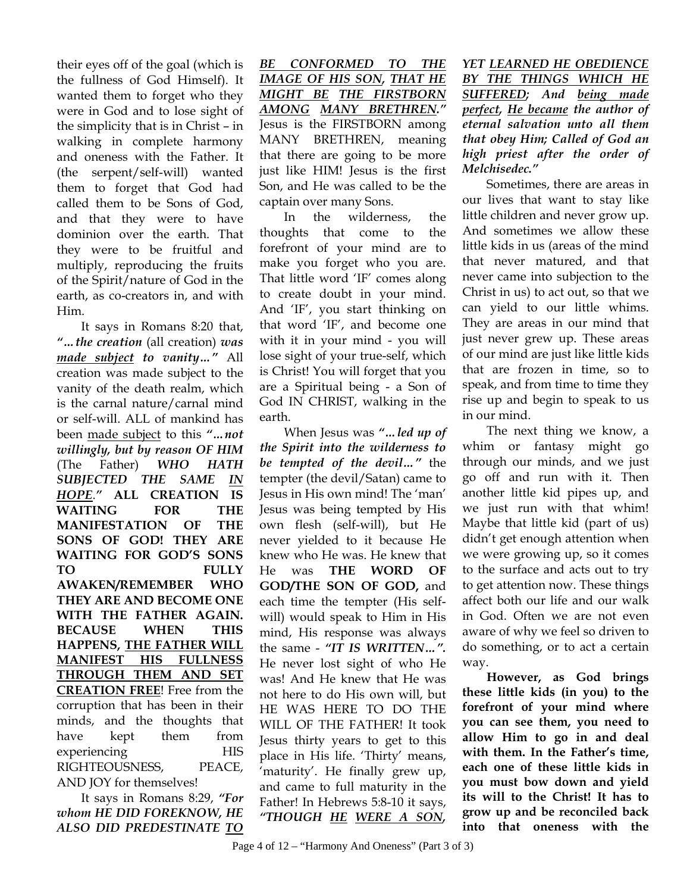their eyes off of the goal (which is the fullness of God Himself). It wanted them to forget who they were in God and to lose sight of the simplicity that is in Christ – in walking in complete harmony and oneness with the Father. It (the serpent/self-will) wanted them to forget that God had called them to be Sons of God, and that they were to have dominion over the earth. That they were to be fruitful and multiply, reproducing the fruits of the Spirit/nature of God in the earth, as co-creators in, and with Him.

It says in Romans 8:20 that, *"…the creation* (all creation) *was* *__made subject__* *to vanity…"* All creation was made subject to the vanity of the death realm, which is the carnal nature/carnal mind or self-will. ALL of mankind has been <u>made subject</u> to this *"…not willingly, but by reason OF HIM* (The Father) ***WHO HATH SUBJECTED THE SAME __IN HOPE__."*** **ALL CREATION IS WAITING FOR THE MANIFESTATION OF THE SONS OF GOD! THEY ARE WAITING FOR GOD'S SONS TO FULLY AWAKEN/REMEMBER WHO THEY ARE AND BECOME ONE WITH THE FATHER AGAIN. BECAUSE WHEN THIS HAPPENS, __THE FATHER WILL MANIFEST HIS FULLNESS THROUGH THEM AND SET CREATION FREE__**! Free from the corruption that has been in their minds, and the thoughts that have kept them from experiencing HIS RIGHTEOUSNESS, PEACE, AND JOY for themselves!

It says in Romans 8:29, ***"For whom HE DID FOREKNOW, HE ALSO DID PREDESTINATE __TO BE CONFORMED TO THE IMAGE OF HIS SON__, __THAT HE MIGHT BE__ __THE FIRSTBORN AMONG__ __MANY BRETHREN__."*** Jesus is the FIRSTBORN among MANY BRETHREN, meaning that there are going to be more just like HIM! Jesus is the first Son, and He was called to be the captain over many Sons.

In the wilderness, the thoughts that come to the forefront of your mind are to make you forget who you are. That little word 'IF' comes along to create doubt in your mind. And 'IF', you start thinking on that word 'IF', and become one with it in your mind - you will lose sight of your true-self, which is Christ! You will forget that you are a Spiritual being - a Son of God IN CHRIST, walking in the earth.

When Jesus was ***"…led up of the Spirit into the wilderness to be tempted of the devil…"*** the tempter (the devil/Satan) came to Jesus in His own mind! The 'man' Jesus was being tempted by His own flesh (self-will), but He never yielded to it because He knew who He was. He knew that He was **THE WORD OF GOD/THE SON OF GOD,** and each time the tempter (His self-will) would speak to Him in His mind, His response was always the same - ***"IT IS WRITTEN…"***. He never lost sight of who He was! And He knew that He was not here to do His own will, but HE WAS HERE TO DO THE WILL OF THE FATHER! It took Jesus thirty years to get to this place in His life. 'Thirty' means, 'maturity'. He finally grew up, and came to full maturity in the Father! In Hebrews 5:8-10 it says, ***"THOUGH __HE__ __WERE A SON__, YET __LEARNED HE OBEDIENCE BY THE THINGS WHICH HE SUFFERED__; And __being made perfect__, __He became__ the author of eternal salvation unto all them that obey Him; Called of God an high priest after the order of Melchisedec."***

Sometimes, there are areas in our lives that want to stay like little children and never grow up. And sometimes we allow these little kids in us (areas of the mind that never matured, and that never came into subjection to the Christ in us) to act out, so that we can yield to our little whims. They are areas in our mind that just never grew up. These areas of our mind are just like little kids that are frozen in time, so to speak, and from time to time they rise up and begin to speak to us in our mind.

The next thing we know, a whim or fantasy might go through our minds, and we just go off and run with it. Then another little kid pipes up, and we just run with that whim! Maybe that little kid (part of us) didn't get enough attention when we were growing up, so it comes to the surface and acts out to try to get attention now. These things affect both our life and our walk in God. Often we are not even aware of why we feel so driven to do something, or to act a certain way.

**However, as God brings these little kids (in you) to the forefront of your mind where you can see them, you need to allow Him to go in and deal with them. In the Father's time, each one of these little kids in you must bow down and yield its will to the Christ! It has to grow up and be reconciled back into that oneness with the**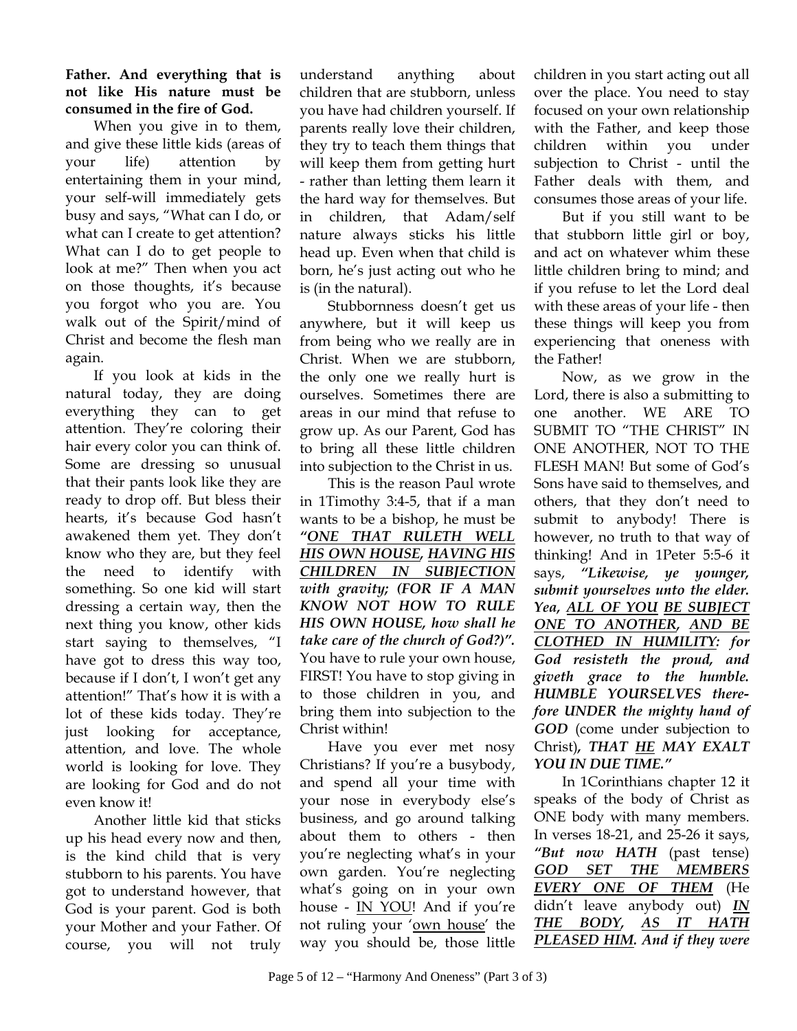**Father. And everything that is not like His nature must be consumed in the fire of God.**

When you give in to them, and give these little kids (areas of your life) attention by entertaining them in your mind, your self-will immediately gets busy and says, "What can I do, or what can I create to get attention? What can I do to get people to look at me?" Then when you act on those thoughts, it's because you forgot who you are. You walk out of the Spirit/mind of Christ and become the flesh man again.

If you look at kids in the natural today, they are doing everything they can to get attention. They're coloring their hair every color you can think of. Some are dressing so unusual that their pants look like they are ready to drop off. But bless their hearts, it's because God hasn't awakened them yet. They don't know who they are, but they feel the need to identify with something. So one kid will start dressing a certain way, then the next thing you know, other kids start saying to themselves, "I have got to dress this way too, because if I don't, I won't get any attention!" That's how it is with a lot of these kids today. They're just looking for acceptance, attention, and love. The whole world is looking for love. They are looking for God and do not even know it!

Another little kid that sticks up his head every now and then, is the kind child that is very stubborn to his parents. You have got to understand however, that God is your parent. God is both your Mother and your Father. Of course, you will not truly understand anything about children that are stubborn, unless you have had children yourself. If parents really love their children, they try to teach them things that will keep them from getting hurt - rather than letting them learn it the hard way for themselves. But in children, that Adam/self nature always sticks his little head up. Even when that child is born, he's just acting out who he is (in the natural).

Stubbornness doesn't get us anywhere, but it will keep us from being who we really are in Christ. When we are stubborn, the only one we really hurt is ourselves. Sometimes there are areas in our mind that refuse to grow up. As our Parent, God has to bring all these little children into subjection to the Christ in us.

This is the reason Paul wrote in 1Timothy 3:4-5, that if a man wants to be a bishop, he must be ***"<u>ONE THAT RULETH WELL HIS OWN HOUSE</u>, <u>HAVING HIS CHILDREN IN SUBJECTION</u> with gravity; (FOR IF A MAN KNOW NOT HOW TO RULE HIS OWN HOUSE, how shall he take care of the church of God?)"***. You have to rule your own house, FIRST! You have to stop giving in to those children in you, and bring them into subjection to the Christ within!

Have you ever met nosy Christians? If you're a busybody, and spend all your time with your nose in everybody else's business, and go around talking about them to others - then you're neglecting what's in your own garden. You're neglecting what's going on in your own house - <u>IN YOU</u>! And if you're not ruling your '<u>own house</u>' the way you should be, those little children in you start acting out all over the place. You need to stay focused on your own relationship with the Father, and keep those children within you under subjection to Christ - until the Father deals with them, and consumes those areas of your life.

But if you still want to be that stubborn little girl or boy, and act on whatever whim these little children bring to mind; and if you refuse to let the Lord deal with these areas of your life - then these things will keep you from experiencing that oneness with the Father!

Now, as we grow in the Lord, there is also a submitting to one another. WE ARE TO SUBMIT TO "THE CHRIST" IN ONE ANOTHER, NOT TO THE FLESH MAN! But some of God's Sons have said to themselves, and others, that they don't need to submit to anybody! There is however, no truth to that way of thinking! And in 1Peter 5:5-6 it says, ***"Likewise, ye younger, submit yourselves unto the elder. Yea, <u>ALL OF YOU</u> <u>BE SUBJECT ONE TO ANOTHER</u>, <u>AND BE CLOTHED IN HUMILITY</u>: for God resisteth the proud, and giveth grace to the humble. HUMBLE YOURSELVES therefore UNDER the mighty hand of GOD*** (come under subjection to Christ)***, THAT <u>HE</u> MAY EXALT YOU IN DUE TIME."***

In 1Corinthians chapter 12 it speaks of the body of Christ as ONE body with many members. In verses 18-21, and 25-26 it says, ***"But now HATH*** (past tense) ***<u>GOD SET THE MEMBERS EVERY ONE OF THEM</u>*** (He didn't leave anybody out) ***<u>IN THE BODY</u>, <u>AS IT HATH PLEASED HIM</u>. And if they were***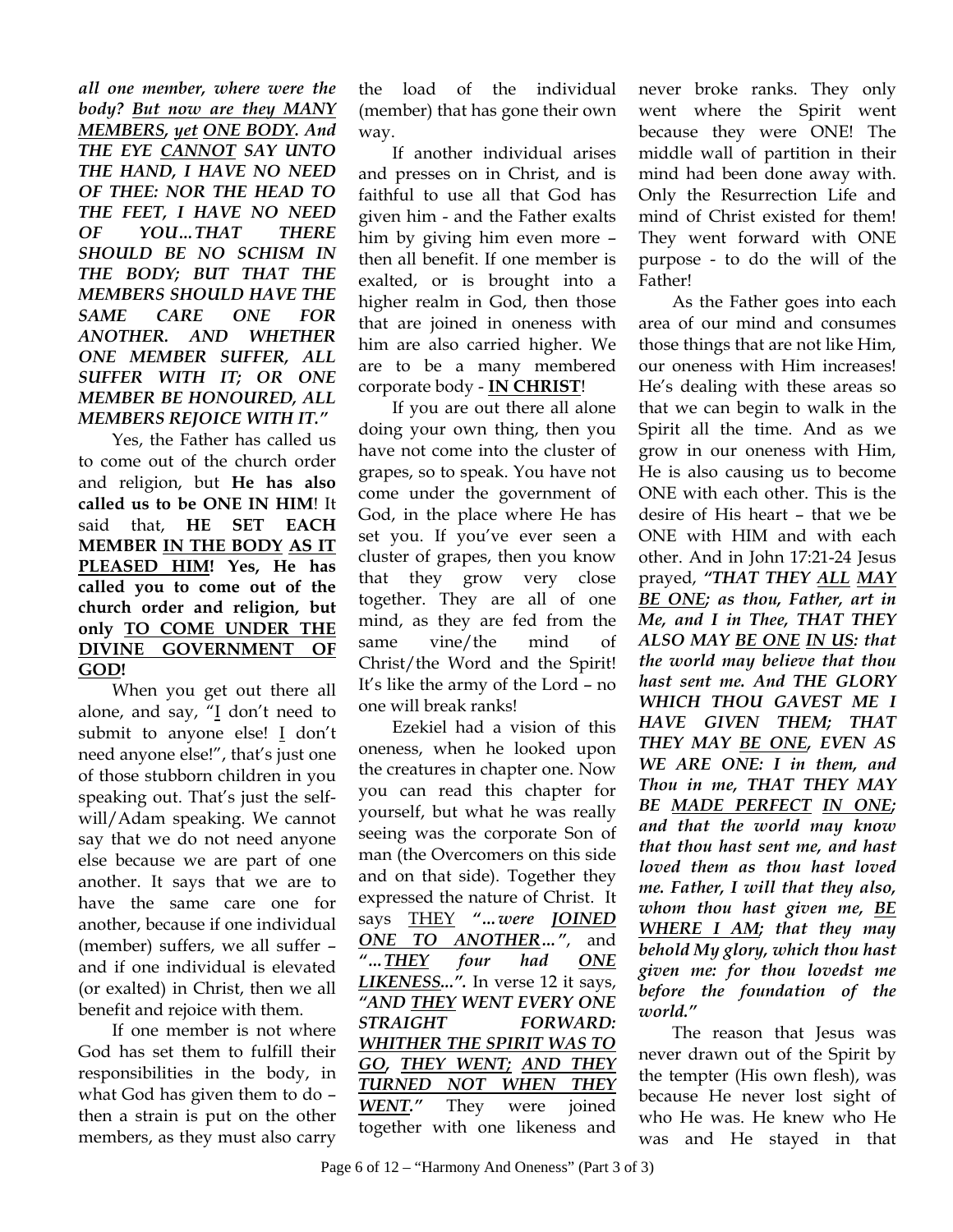*all one member, where were the body? <u>But now are they MANY MEMBERS, yet ONE BODY.</u> And THE EYE <u>CANNOT</u> SAY UNTO THE HAND, I HAVE NO NEED OF THEE: NOR THE HEAD TO THE FEET, I HAVE NO NEED OF YOU…THAT THERE SHOULD BE NO SCHISM IN THE BODY; BUT THAT THE MEMBERS SHOULD HAVE THE SAME CARE ONE FOR ANOTHER. AND WHETHER ONE MEMBER SUFFER, ALL SUFFER WITH IT; OR ONE MEMBER BE HONOURED, ALL MEMBERS REJOICE WITH IT."*

Yes, the Father has called us to come out of the church order and religion, but **He has also called us to be ONE IN HIM**! It said that, **HE SET EACH MEMBER <u>IN THE BODY</u> <u>AS IT PLEASED HIM</u>! Yes, He has called you to come out of the church order and religion, but only <u>TO COME UNDER THE DIVINE GOVERNMENT OF GOD</u>!**

When you get out there all alone, and say, "<u>I</u> don't need to submit to anyone else! <u>I</u> don't need anyone else!", that's just one of those stubborn children in you speaking out. That's just the self-will/Adam speaking. We cannot say that we do not need anyone else because we are part of one another. It says that we are to have the same care one for another, because if one individual (member) suffers, we all suffer – and if one individual is elevated (or exalted) in Christ, then we all benefit and rejoice with them.

If one member is not where God has set them to fulfill their responsibilities in the body, in what God has given them to do – then a strain is put on the other members, as they must also carry the load of the individual (member) that has gone their own way.

If another individual arises and presses on in Christ, and is faithful to use all that God has given him - and the Father exalts him by giving him even more – then all benefit. If one member is exalted, or is brought into a higher realm in God, then those that are joined in oneness with him are also carried higher. We are to be a many membered corporate body - **<u>IN CHRIST</u>**!

If you are out there all alone doing your own thing, then you have not come into the cluster of grapes, so to speak. You have not come under the government of God, in the place where He has set you. If you've ever seen a cluster of grapes, then you know that they grow very close together. They are all of one mind, as they are fed from the same vine/the mind of Christ/the Word and the Spirit! It's like the army of the Lord – no one will break ranks!

Ezekiel had a vision of this oneness, when he looked upon the creatures in chapter one. Now you can read this chapter for yourself, but what he was really seeing was the corporate Son of man (the Overcomers on this side and on that side). Together they expressed the nature of Christ. It says <u>THEY</u> ***"…were <u>JOINED ONE TO ANOTHER</u>…"***, and ***"…<u>THEY</u> four had <u>ONE LIKENESS</u>…"***. In verse 12 it says, ***"AND <u>THEY</u> WENT EVERY ONE STRAIGHT FORWARD: <u>WHITHER THE SPIRIT WAS TO GO, THEY WENT; AND THEY TURNED NOT WHEN THEY WENT</u>."*** They were joined together with one likeness and never broke ranks. They only went where the Spirit went because they were ONE! The middle wall of partition in their mind had been done away with. Only the Resurrection Life and mind of Christ existed for them! They went forward with ONE purpose - to do the will of the Father!

As the Father goes into each area of our mind and consumes those things that are not like Him, our oneness with Him increases! He's dealing with these areas so that we can begin to walk in the Spirit all the time. And as we grow in our oneness with Him, He is also causing us to become ONE with each other. This is the desire of His heart – that we be ONE with HIM and with each other. And in John 17:21-24 Jesus prayed, ***"THAT THEY <u>ALL</u> <u>MAY BE ONE</u>; as thou, Father, art in Me, and I in Thee, THAT THEY ALSO MAY <u>BE ONE</u> <u>IN US</u>: that the world may believe that thou hast sent me. And THE GLORY WHICH THOU GAVEST ME I HAVE GIVEN THEM; THAT THEY MAY <u>BE ONE</u>, EVEN AS WE ARE ONE: I in them, and Thou in me, THAT THEY MAY BE <u>MADE PERFECT</u> <u>IN ONE</u>; and that the world may know that thou hast sent me, and hast loved them as thou hast loved me. Father, I will that they also, whom thou hast given me, <u>BE WHERE I AM</u>; that they may behold My glory, which thou hast given me: for thou lovedst me before the foundation of the world."***

The reason that Jesus was never drawn out of the Spirit by the tempter (His own flesh), was because He never lost sight of who He was. He knew who He was and He stayed in that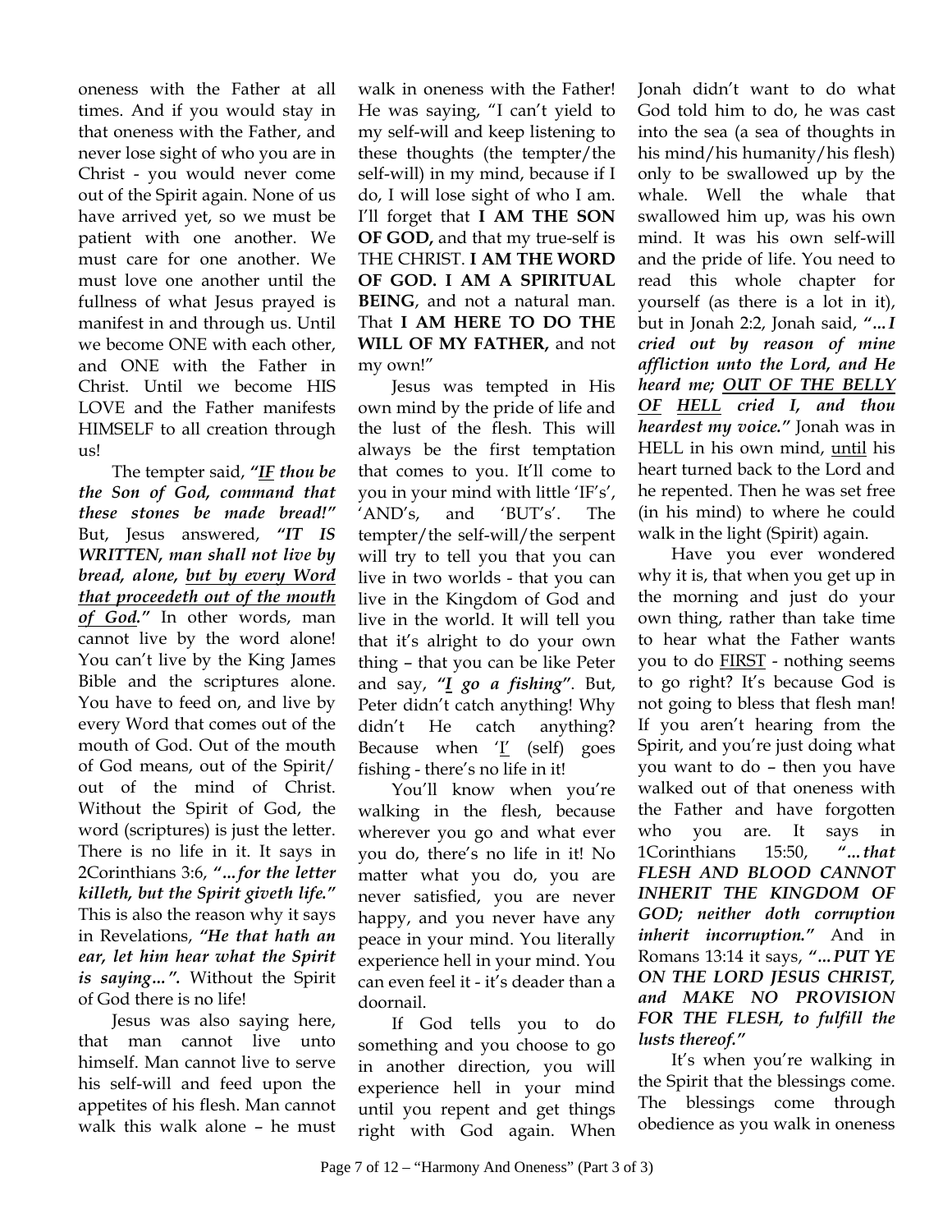oneness with the Father at all times. And if you would stay in that oneness with the Father, and never lose sight of who you are in Christ - you would never come out of the Spirit again. None of us have arrived yet, so we must be patient with one another. We must care for one another. We must love one another until the fullness of what Jesus prayed is manifest in and through us. Until we become ONE with each other, and ONE with the Father in Christ. Until we become HIS LOVE and the Father manifests HIMSELF to all creation through us!

The tempter said, ***"IF thou be the Son of God, command that these stones be made bread!"*** But, Jesus answered, ***"IT IS WRITTEN, man shall not live by bread, alone, but by every Word that proceedeth out of the mouth of God."*** In other words, man cannot live by the word alone! You can't live by the King James Bible and the scriptures alone. You have to feed on, and live by every Word that comes out of the mouth of God. Out of the mouth of God means, out of the Spirit/ out of the mind of Christ. Without the Spirit of God, the word (scriptures) is just the letter. There is no life in it. It says in 2Corinthians 3:6, ***"…for the letter killeth, but the Spirit giveth life."*** This is also the reason why it says in Revelations, ***"He that hath an ear, let him hear what the Spirit is saying…".*** Without the Spirit of God there is no life!

Jesus was also saying here, that man cannot live unto himself. Man cannot live to serve his self-will and feed upon the appetites of his flesh. Man cannot walk this walk alone – he must walk in oneness with the Father! He was saying, "I can't yield to my self-will and keep listening to these thoughts (the tempter/the self-will) in my mind, because if I do, I will lose sight of who I am. I'll forget that **I AM THE SON OF GOD,** and that my true-self is THE CHRIST. **I AM THE WORD OF GOD. I AM A SPIRITUAL BEING**, and not a natural man. That **I AM HERE TO DO THE WILL OF MY FATHER,** and not my own!"

Jesus was tempted in His own mind by the pride of life and the lust of the flesh. This will always be the first temptation that comes to you. It'll come to you in your mind with little 'IF's', 'AND's, and 'BUT's'. The tempter/the self-will/the serpent will try to tell you that you can live in two worlds - that you can live in the Kingdom of God and live in the world. It will tell you that it's alright to do your own thing – that you can be like Peter and say, ***"I go a fishing"***. But, Peter didn't catch anything! Why didn't He catch anything? Because when 'I' (self) goes fishing - there's no life in it!

You'll know when you're walking in the flesh, because wherever you go and what ever you do, there's no life in it! No matter what you do, you are never satisfied, you are never happy, and you never have any peace in your mind. You literally experience hell in your mind. You can even feel it - it's deader than a doornail.

If God tells you to do something and you choose to go in another direction, you will experience hell in your mind until you repent and get things right with God again. When Jonah didn't want to do what God told him to do, he was cast into the sea (a sea of thoughts in his mind/his humanity/his flesh) only to be swallowed up by the whale. Well the whale that swallowed him up, was his own mind. It was his own self-will and the pride of life. You need to read this whole chapter for yourself (as there is a lot in it), but in Jonah 2:2, Jonah said, ***"…I cried out by reason of mine affliction unto the Lord, and He heard me; OUT OF THE BELLY OF HELL cried I, and thou heardest my voice."*** Jonah was in HELL in his own mind, until his heart turned back to the Lord and he repented. Then he was set free (in his mind) to where he could walk in the light (Spirit) again.

Have you ever wondered why it is, that when you get up in the morning and just do your own thing, rather than take time to hear what the Father wants you to do FIRST - nothing seems to go right? It's because God is not going to bless that flesh man! If you aren't hearing from the Spirit, and you're just doing what you want to do – then you have walked out of that oneness with the Father and have forgotten who you are. It says in 1Corinthians 15:50, ***"…that FLESH AND BLOOD CANNOT INHERIT THE KINGDOM OF GOD; neither doth corruption inherit incorruption."*** And in Romans 13:14 it says, ***"…PUT YE ON THE LORD JESUS CHRIST, and MAKE NO PROVISION FOR THE FLESH, to fulfill the lusts thereof."***

It's when you're walking in the Spirit that the blessings come. The blessings come through obedience as you walk in oneness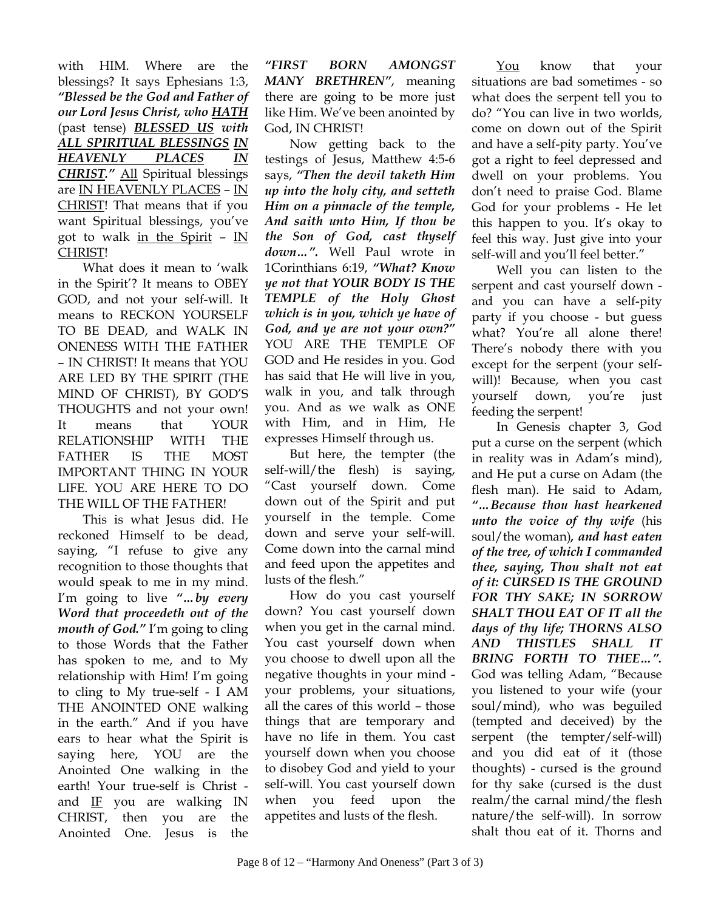with HIM. Where are the blessings? It says Ephesians 1:3, ***"Blessed be the God and Father of our Lord Jesus Christ, who <u>HATH</u>*** (past tense) ***<u>BLESSED US</u> with <u>ALL SPIRITUAL BLESSINGS</u> <u>IN HEAVENLY PLACES</u> <u>IN CHRIST</u>."*** <u>All</u> Spiritual blessings are <u>IN HEAVENLY PLACES</u> – <u>IN CHRIST</u>! That means that if you want Spiritual blessings, you've got to walk <u>in the Spirit</u> – <u>IN CHRIST</u>!

What does it mean to 'walk in the Spirit'? It means to OBEY GOD, and not your self-will. It means to RECKON YOURSELF TO BE DEAD, and WALK IN ONENESS WITH THE FATHER – IN CHRIST! It means that YOU ARE LED BY THE SPIRIT (THE MIND OF CHRIST), BY GOD'S THOUGHTS and not your own! It means that YOUR RELATIONSHIP WITH THE FATHER IS THE MOST IMPORTANT THING IN YOUR LIFE. YOU ARE HERE TO DO THE WILL OF THE FATHER!

This is what Jesus did. He reckoned Himself to be dead, saying, "I refuse to give any recognition to those thoughts that would speak to me in my mind. I'm going to live ***"…by every Word that proceedeth out of the mouth of God."*** I'm going to cling to those Words that the Father has spoken to me, and to My relationship with Him! I'm going to cling to My true-self - I AM THE ANOINTED ONE walking in the earth." And if you have ears to hear what the Spirit is saying here, YOU are the Anointed One walking in the earth! Your true-self is Christ - and <u>IF</u> you are walking IN CHRIST, then you are the Anointed One. Jesus is the ***"FIRST BORN AMONGST MANY BRETHREN"***, meaning there are going to be more just like Him. We've been anointed by God, IN CHRIST!

Now getting back to the testings of Jesus, Matthew 4:5-6 says, ***"Then the devil taketh Him up into the holy city, and setteth Him on a pinnacle of the temple, And saith unto Him, If thou be the Son of God, cast thyself down…".*** Well Paul wrote in 1Corinthians 6:19, ***"What? Know ye not that YOUR BODY IS THE TEMPLE of the Holy Ghost which is in you, which ye have of God, and ye are not your own?"*** YOU ARE THE TEMPLE OF GOD and He resides in you. God has said that He will live in you, walk in you, and talk through you. And as we walk as ONE with Him, and in Him, He expresses Himself through us.

But here, the tempter (the self-will/the flesh) is saying, "Cast yourself down. Come down out of the Spirit and put yourself in the temple. Come down and serve your self-will. Come down into the carnal mind and feed upon the appetites and lusts of the flesh."

How do you cast yourself down? You cast yourself down when you get in the carnal mind. You cast yourself down when you choose to dwell upon all the negative thoughts in your mind - your problems, your situations, all the cares of this world – those things that are temporary and have no life in them. You cast yourself down when you choose to disobey God and yield to your self-will. You cast yourself down when you feed upon the appetites and lusts of the flesh.

<u>You</u> know that your situations are bad sometimes - so what does the serpent tell you to do? "You can live in two worlds, come on down out of the Spirit and have a self-pity party. You've got a right to feel depressed and dwell on your problems. You don't need to praise God. Blame God for your problems - He let this happen to you. It's okay to feel this way. Just give into your self-will and you'll feel better."

Well you can listen to the serpent and cast yourself down - and you can have a self-pity party if you choose - but guess what? You're all alone there! There's nobody there with you except for the serpent (your self-will)! Because, when you cast yourself down, you're just feeding the serpent!

In Genesis chapter 3, God put a curse on the serpent (which in reality was in Adam's mind), and He put a curse on Adam (the flesh man). He said to Adam, ***"…Because thou hast hearkened unto the voice of thy wife*** (his soul/the woman)***, and hast eaten of the tree, of which I commanded thee, saying, Thou shalt not eat of it: CURSED IS THE GROUND FOR THY SAKE; IN SORROW SHALT THOU EAT OF IT all the days of thy life; THORNS ALSO AND THISTLES SHALL IT BRING FORTH TO THEE…".*** God was telling Adam, "Because you listened to your wife (your soul/mind), who was beguiled (tempted and deceived) by the serpent (the tempter/self-will) and you did eat of it (those thoughts) - cursed is the ground for thy sake (cursed is the dust realm/the carnal mind/the flesh nature/the self-will). In sorrow shalt thou eat of it. Thorns and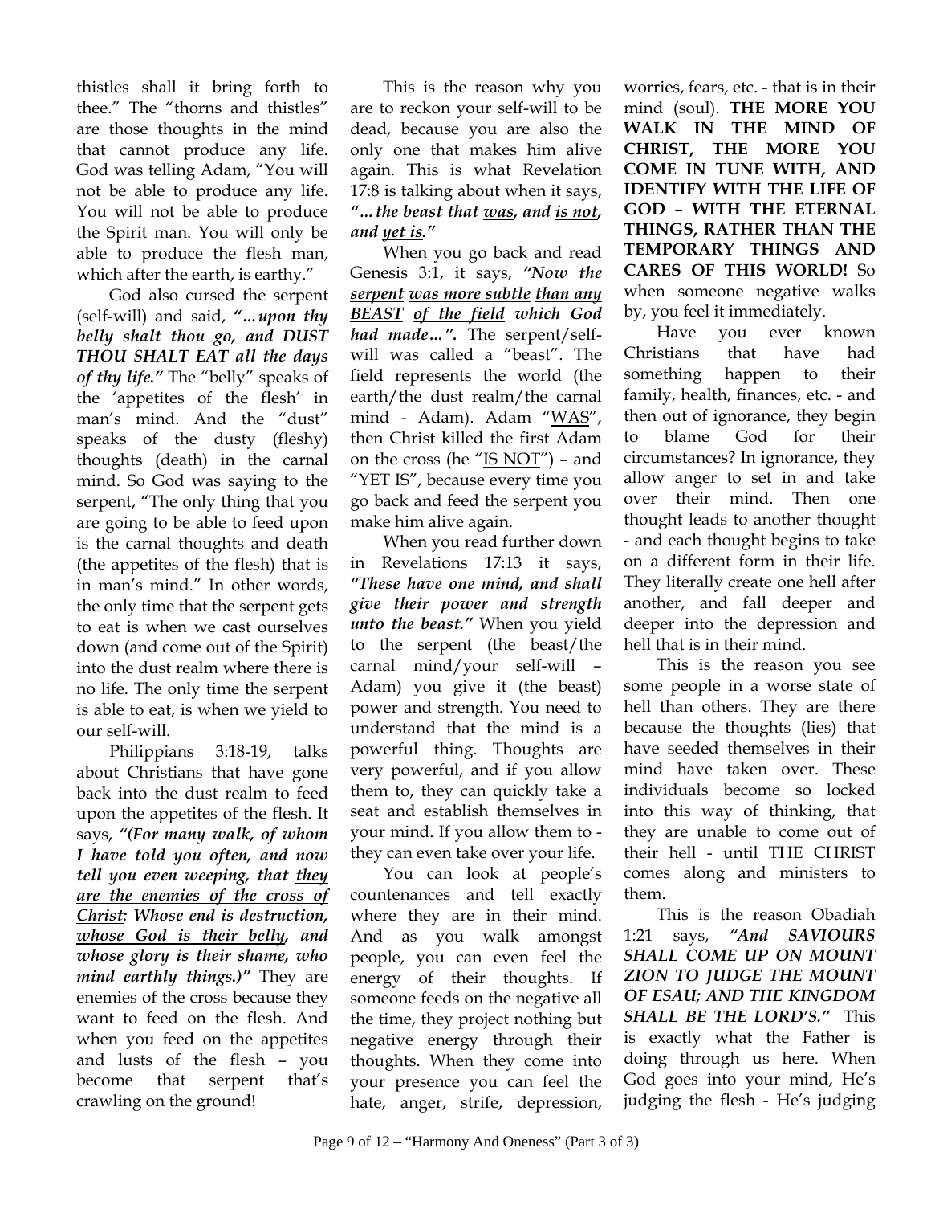thistles shall it bring forth to thee." The "thorns and thistles" are those thoughts in the mind that cannot produce any life. God was telling Adam, "You will not be able to produce any life. You will not be able to produce the Spirit man. You will only be able to produce the flesh man, which after the earth, is earthy."

God also cursed the serpent (self-will) and said, ***"…upon thy belly shalt thou go, and DUST THOU SHALT EAT all the days of thy life."*** The "belly" speaks of the 'appetites of the flesh' in man's mind. And the "dust" speaks of the dusty (fleshy) thoughts (death) in the carnal mind. So God was saying to the serpent, "The only thing that you are going to be able to feed upon is the carnal thoughts and death (the appetites of the flesh) that is in man's mind." In other words, the only time that the serpent gets to eat is when we cast ourselves down (and come out of the Spirit) into the dust realm where there is no life. The only time the serpent is able to eat, is when we yield to our self-will.

Philippians 3:18-19, talks about Christians that have gone back into the dust realm to feed upon the appetites of the flesh. It says, ***"(For many walk, of whom I have told you often, and now tell you even weeping, that <u>they are the enemies of the cross of Christ:</u> Whose end is destruction, <u>whose God is their belly</u>, and whose glory is their shame, who mind earthly things.)"*** They are enemies of the cross because they want to feed on the flesh. And when you feed on the appetites and lusts of the flesh – you become that serpent that's crawling on the ground!

This is the reason why you are to reckon your self-will to be dead, because you are also the only one that makes him alive again. This is what Revelation 17:8 is talking about when it says, ***"…the beast that <u>was</u>, and <u>is not</u>, and <u>yet is</u>."***

When you go back and read Genesis 3:1, it says, ***"Now the <u>serpent</u> <u>was more subtle</u> <u>than any BEAST</u> <u>of the field</u> which God had made…".*** The serpent/self-will was called a "beast". The field represents the world (the earth/the dust realm/the carnal mind - Adam). Adam "<u>WAS</u>", then Christ killed the first Adam on the cross (he "<u>IS NOT</u>") – and "<u>YET IS</u>", because every time you go back and feed the serpent you make him alive again.

When you read further down in Revelations 17:13 it says, ***"These have one mind, and shall give their power and strength unto the beast."*** When you yield to the serpent (the beast/the carnal mind/your self-will – Adam) you give it (the beast) power and strength. You need to understand that the mind is a powerful thing. Thoughts are very powerful, and if you allow them to, they can quickly take a seat and establish themselves in your mind. If you allow them to - they can even take over your life.

You can look at people's countenances and tell exactly where they are in their mind. And as you walk amongst people, you can even feel the energy of their thoughts. If someone feeds on the negative all the time, they project nothing but negative energy through their thoughts. When they come into your presence you can feel the hate, anger, strife, depression, worries, fears, etc. - that is in their mind (soul). **THE MORE YOU WALK IN THE MIND OF CHRIST, THE MORE YOU COME IN TUNE WITH, AND IDENTIFY WITH THE LIFE OF GOD – WITH THE ETERNAL THINGS, RATHER THAN THE TEMPORARY THINGS AND CARES OF THIS WORLD!** So when someone negative walks by, you feel it immediately.

Have you ever known Christians that have had something happen to their family, health, finances, etc. - and then out of ignorance, they begin to blame God for their circumstances? In ignorance, they allow anger to set in and take over their mind. Then one thought leads to another thought - and each thought begins to take on a different form in their life. They literally create one hell after another, and fall deeper and deeper into the depression and hell that is in their mind.

This is the reason you see some people in a worse state of hell than others. They are there because the thoughts (lies) that have seeded themselves in their mind have taken over. These individuals become so locked into this way of thinking, that they are unable to come out of their hell - until THE CHRIST comes along and ministers to them.

This is the reason Obadiah 1:21 says, ***"And SAVIOURS SHALL COME UP ON MOUNT ZION TO JUDGE THE MOUNT OF ESAU; AND THE KINGDOM SHALL BE THE LORD'S."*** This is exactly what the Father is doing through us here. When God goes into your mind, He's judging the flesh - He's judging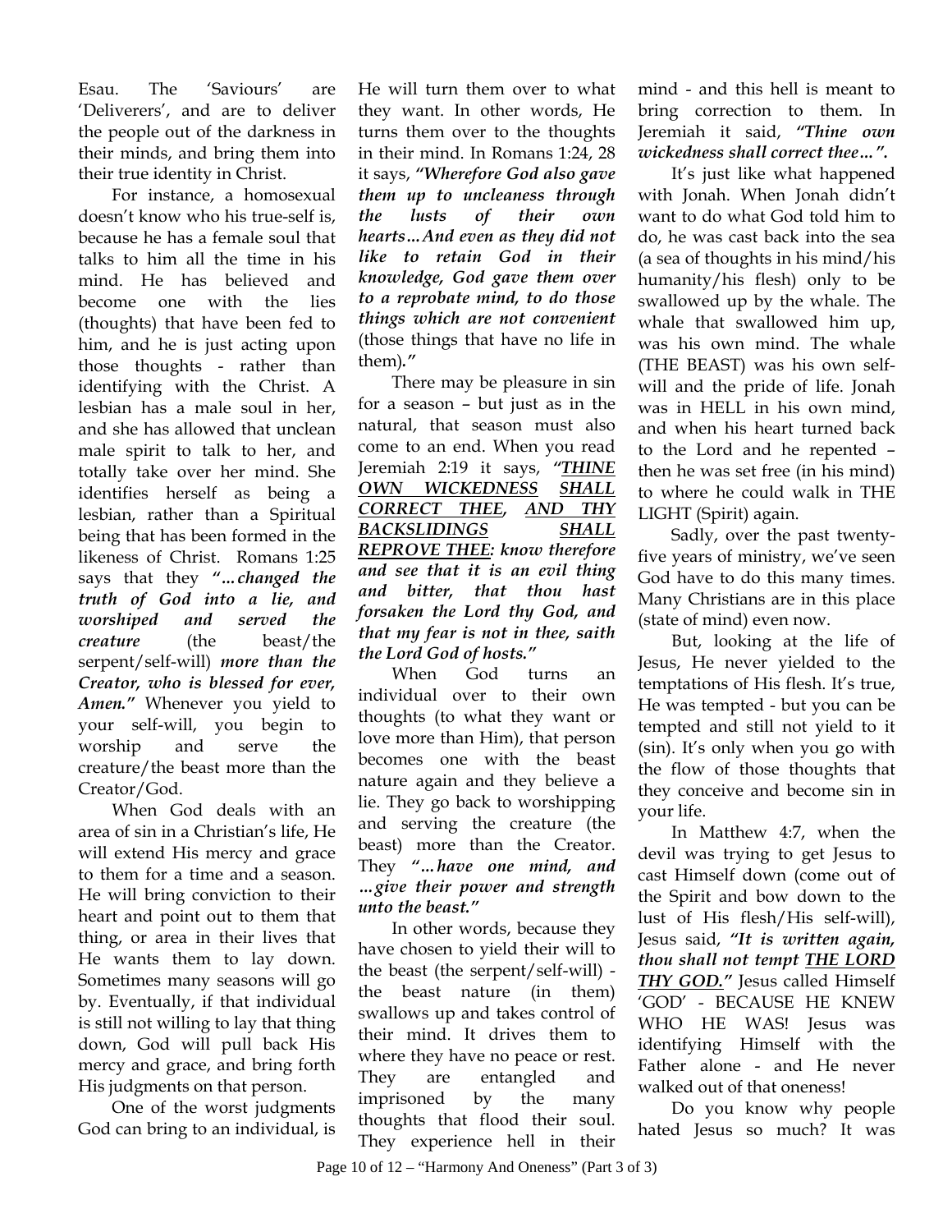Esau. The 'Saviours' are 'Deliverers', and are to deliver the people out of the darkness in their minds, and bring them into their true identity in Christ.

For instance, a homosexual doesn't know who his true-self is, because he has a female soul that talks to him all the time in his mind. He has believed and become one with the lies (thoughts) that have been fed to him, and he is just acting upon those thoughts - rather than identifying with the Christ. A lesbian has a male soul in her, and she has allowed that unclean male spirit to talk to her, and totally take over her mind. She identifies herself as being a lesbian, rather than a Spiritual being that has been formed in the likeness of Christ. Romans 1:25 says that they ***"…changed the truth of God into a lie, and worshiped and served the creature*** (the beast/the serpent/self-will) ***more than the Creator, who is blessed for ever, Amen."*** Whenever you yield to your self-will, you begin to worship and serve the creature/the beast more than the Creator/God.

When God deals with an area of sin in a Christian's life, He will extend His mercy and grace to them for a time and a season. He will bring conviction to their heart and point out to them that thing, or area in their lives that He wants them to lay down. Sometimes many seasons will go by. Eventually, if that individual is still not willing to lay that thing down, God will pull back His mercy and grace, and bring forth His judgments on that person.

One of the worst judgments God can bring to an individual, is He will turn them over to what they want. In other words, He turns them over to the thoughts in their mind. In Romans 1:24, 28 it says, ***"Wherefore God also gave them up to uncleaness through the lusts of their own hearts…And even as they did not like to retain God in their knowledge, God gave them over to a reprobate mind, to do those things which are not convenient*** (those things that have no life in them)***."***

There may be pleasure in sin for a season – but just as in the natural, that season must also come to an end. When you read Jeremiah 2:19 it says, ***"THINE OWN WICKEDNESS SHALL CORRECT THEE, AND THY BACKSLIDINGS SHALL REPROVE THEE: know therefore and see that it is an evil thing and bitter, that thou hast forsaken the Lord thy God, and that my fear is not in thee, saith the Lord God of hosts."***

When God turns an individual over to their own thoughts (to what they want or love more than Him), that person becomes one with the beast nature again and they believe a lie. They go back to worshipping and serving the creature (the beast) more than the Creator. They ***"…have one mind, and …give their power and strength unto the beast."***

In other words, because they have chosen to yield their will to the beast (the serpent/self-will) - the beast nature (in them) swallows up and takes control of their mind. It drives them to where they have no peace or rest. They are entangled and imprisoned by the many thoughts that flood their soul. They experience hell in their mind - and this hell is meant to bring correction to them. In Jeremiah it said, ***"Thine own wickedness shall correct thee…".***

It's just like what happened with Jonah. When Jonah didn't want to do what God told him to do, he was cast back into the sea (a sea of thoughts in his mind/his humanity/his flesh) only to be swallowed up by the whale. The whale that swallowed him up, was his own mind. The whale (THE BEAST) was his own self-will and the pride of life. Jonah was in HELL in his own mind, and when his heart turned back to the Lord and he repented – then he was set free (in his mind) to where he could walk in THE LIGHT (Spirit) again.

Sadly, over the past twenty-five years of ministry, we've seen God have to do this many times. Many Christians are in this place (state of mind) even now.

But, looking at the life of Jesus, He never yielded to the temptations of His flesh. It's true, He was tempted - but you can be tempted and still not yield to it (sin). It's only when you go with the flow of those thoughts that they conceive and become sin in your life.

In Matthew 4:7, when the devil was trying to get Jesus to cast Himself down (come out of the Spirit and bow down to the lust of His flesh/His self-will), Jesus said, ***"It is written again, thou shall not tempt THE LORD THY GOD."*** Jesus called Himself 'GOD' - BECAUSE HE KNEW WHO HE WAS! Jesus was identifying Himself with the Father alone - and He never walked out of that oneness!

Do you know why people hated Jesus so much? It was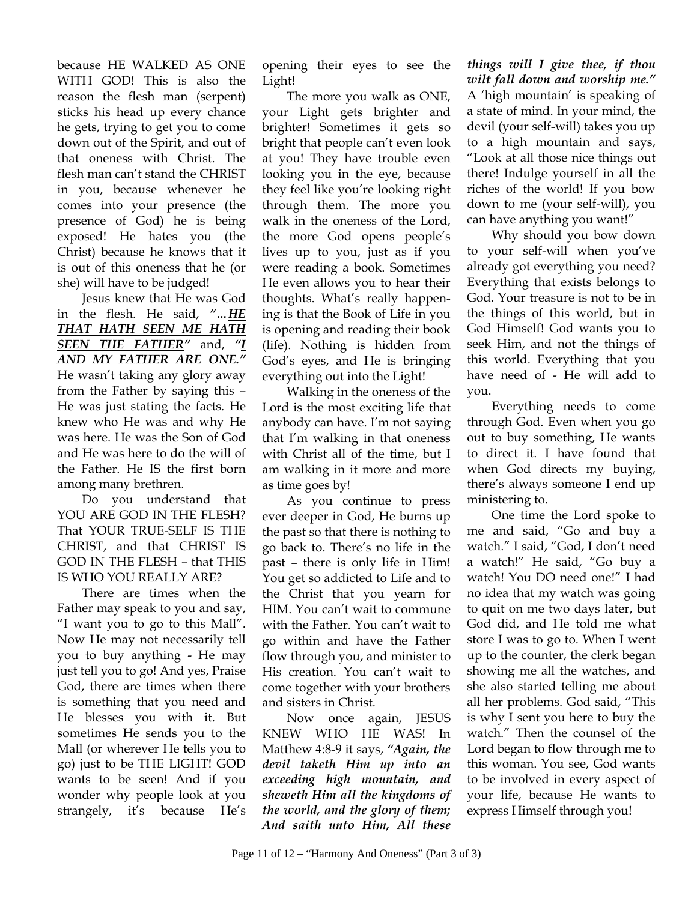because HE WALKED AS ONE WITH GOD! This is also the reason the flesh man (serpent) sticks his head up every chance he gets, trying to get you to come down out of the Spirit, and out of that oneness with Christ. The flesh man can't stand the CHRIST in you, because whenever he comes into your presence (the presence of God) he is being exposed! He hates you (the Christ) because he knows that it is out of this oneness that he (or she) will have to be judged!

Jesus knew that He was God in the flesh. He said, ***"...HE THAT HATH SEEN ME HATH SEEN THE FATHER"*** and, ***"I AND MY FATHER ARE ONE."*** He wasn't taking any glory away from the Father by saying this – He was just stating the facts. He knew who He was and why He was here. He was the Son of God and He was here to do the will of the Father. He IS the first born among many brethren.

Do you understand that YOU ARE GOD IN THE FLESH? That YOUR TRUE-SELF IS THE CHRIST, and that CHRIST IS GOD IN THE FLESH – that THIS IS WHO YOU REALLY ARE?

There are times when the Father may speak to you and say, "I want you to go to this Mall". Now He may not necessarily tell you to buy anything - He may just tell you to go! And yes, Praise God, there are times when there is something that you need and He blesses you with it. But sometimes He sends you to the Mall (or wherever He tells you to go) just to be THE LIGHT! GOD wants to be seen! And if you wonder why people look at you strangely, it's because He's opening their eyes to see the Light!

The more you walk as ONE, your Light gets brighter and brighter! Sometimes it gets so bright that people can't even look at you! They have trouble even looking you in the eye, because they feel like you're looking right through them. The more you walk in the oneness of the Lord, the more God opens people's lives up to you, just as if you were reading a book. Sometimes He even allows you to hear their thoughts. What's really happening is that the Book of Life in you is opening and reading their book (life). Nothing is hidden from God's eyes, and He is bringing everything out into the Light!

Walking in the oneness of the Lord is the most exciting life that anybody can have. I'm not saying that I'm walking in that oneness with Christ all of the time, but I am walking in it more and more as time goes by!

As you continue to press ever deeper in God, He burns up the past so that there is nothing to go back to. There's no life in the past – there is only life in Him! You get so addicted to Life and to the Christ that you yearn for HIM. You can't wait to commune with the Father. You can't wait to go within and have the Father flow through you, and minister to His creation. You can't wait to come together with your brothers and sisters in Christ.

Now once again, JESUS KNEW WHO HE WAS! In Matthew 4:8-9 it says, ***"Again, the devil taketh Him up into an exceeding high mountain, and sheweth Him all the kingdoms of the world, and the glory of them; And saith unto Him, All these things will I give thee, if thou wilt fall down and worship me."*** A 'high mountain' is speaking of a state of mind. In your mind, the devil (your self-will) takes you up to a high mountain and says, "Look at all those nice things out there! Indulge yourself in all the riches of the world! If you bow down to me (your self-will), you can have anything you want!"

Why should you bow down to your self-will when you've already got everything you need? Everything that exists belongs to God. Your treasure is not to be in the things of this world, but in God Himself! God wants you to seek Him, and not the things of this world. Everything that you have need of - He will add to you.

Everything needs to come through God. Even when you go out to buy something, He wants to direct it. I have found that when God directs my buying, there's always someone I end up ministering to.

One time the Lord spoke to me and said, "Go and buy a watch." I said, "God, I don't need a watch!" He said, "Go buy a watch! You DO need one!" I had no idea that my watch was going to quit on me two days later, but God did, and He told me what store I was to go to. When I went up to the counter, the clerk began showing me all the watches, and she also started telling me about all her problems. God said, "This is why I sent you here to buy the watch." Then the counsel of the Lord began to flow through me to this woman. You see, God wants to be involved in every aspect of your life, because He wants to express Himself through you!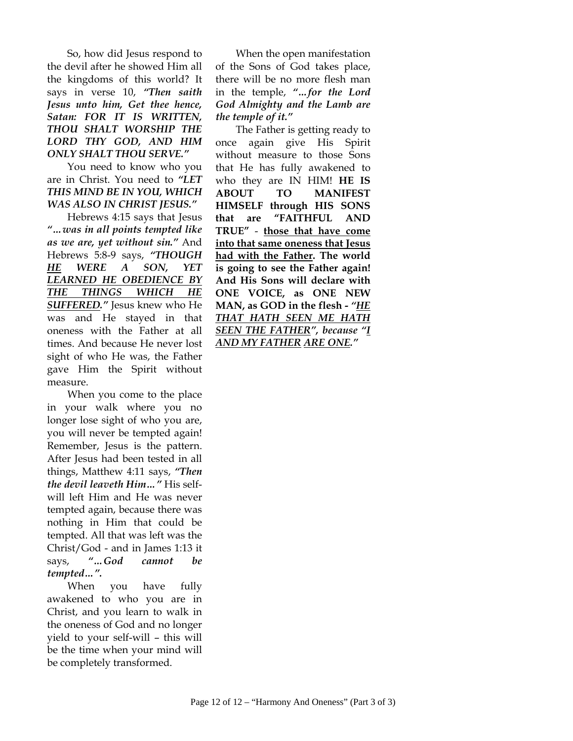So, how did Jesus respond to the devil after he showed Him all the kingdoms of this world? It says in verse 10, ***"Then saith Jesus unto him, Get thee hence, Satan: FOR IT IS WRITTEN, THOU SHALT WORSHIP THE LORD THY GOD, AND HIM ONLY SHALT THOU SERVE."***

You need to know who you are in Christ. You need to ***"LET THIS MIND BE IN YOU, WHICH WAS ALSO IN CHRIST JESUS."***

Hebrews 4:15 says that Jesus ***"…was in all points tempted like as we are, yet without sin."*** And Hebrews 5:8-9 says, ***"THOUGH <u>HE</u> WERE A SON, YET <u>LEARNED HE OBEDIENCE BY THE THINGS WHICH HE SUFFERED</u>."*** Jesus knew who He was and He stayed in that oneness with the Father at all times. And because He never lost sight of who He was, the Father gave Him the Spirit without measure.

When you come to the place in your walk where you no longer lose sight of who you are, you will never be tempted again! Remember, Jesus is the pattern. After Jesus had been tested in all things, Matthew 4:11 says, ***"Then the devil leaveth Him…"*** His self-will left Him and He was never tempted again, because there was nothing in Him that could be tempted. All that was left was the Christ/God - and in James 1:13 it says, ***"…God cannot be tempted…".***

When you have fully awakened to who you are in Christ, and you learn to walk in the oneness of God and no longer yield to your self-will – this will be the time when your mind will be completely transformed.

When the open manifestation of the Sons of God takes place, there will be no more flesh man in the temple, ***"…for the Lord God Almighty and the Lamb are the temple of it."***

The Father is getting ready to once again give His Spirit without measure to those Sons that He has fully awakened to who they are IN HIM! **HE IS ABOUT TO MANIFEST HIMSELF through HIS SONS that are "FAITHFUL AND TRUE"** - **<u>those that have come into that same oneness that Jesus had with the Father</u>. The world is going to see the Father again! And His Sons will declare with ONE VOICE, as ONE NEW MAN, as GOD in the flesh -** ***"<u>HE THAT HATH SEEN ME HATH SEEN THE FATHER</u>", because "<u>I AND MY FATHER</u> <u>ARE ONE</u>."***